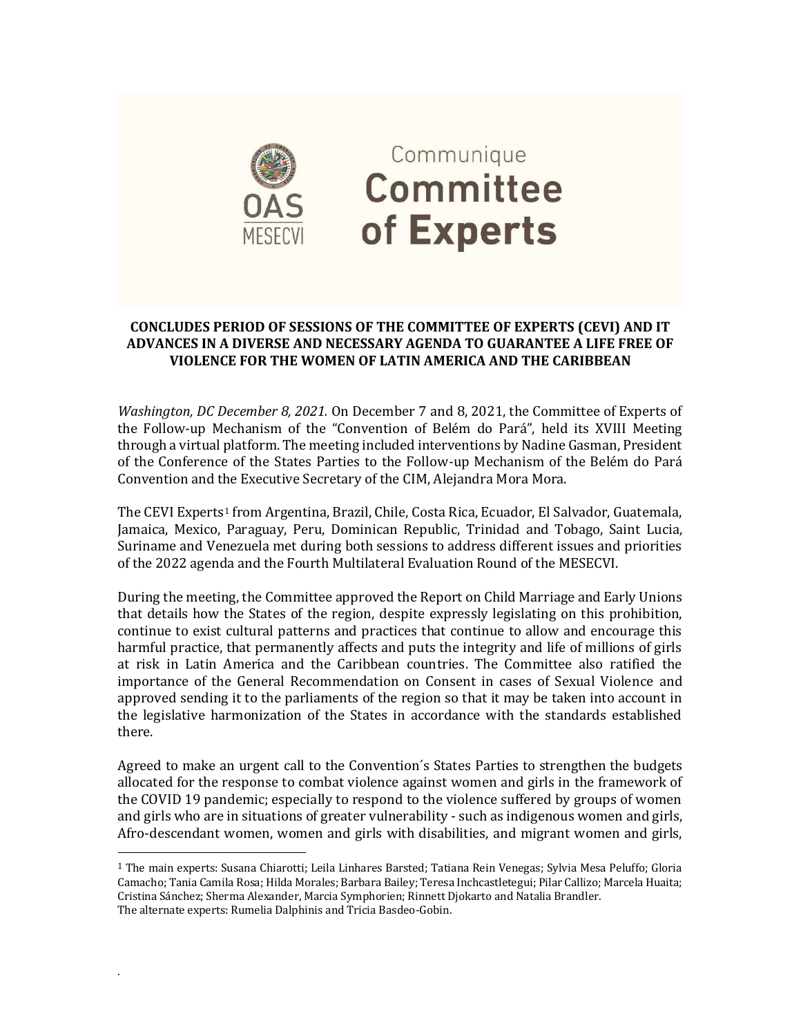Communique

# Committee of Experts

OAS MESECVI

**CONCLUDES PERIOD OF SESSIONS OF THE COMMITTEE OF EXPERTS (CEVI) AND IT ADVANCES IN A DIVERSE AND NECESSARY AGENDA TO GUARANTEE A LIFE FREE OF VIOLENCE FOR THE WOMEN OF LATIN AMERICA AND THE CARIBBEAN**

*Washington, DC December 8, 2021.* On December 7 and 8, 2021, the Committee of Experts of the Follow-up Mechanism of the "Convention of Belém do Pará", held its XVIII Meeting through a virtual platform. The meeting included interventions by Nadine Gasman, President of the Conference of the States Parties to the Follow-up Mechanism of the Belém do Pará Convention and the Executive Secretary of the CIM, Alejandra Mora Mora.

The CEVI Experts[1] from Argentina, Brazil, Chile, Costa Rica, Ecuador, El Salvador, Guatemala, Jamaica, Mexico, Paraguay, Peru, Dominican Republic, Trinidad and Tobago, Saint Lucia, Suriname and Venezuela met during both sessions to address different issues and priorities of the 2022 agenda and the Fourth Multilateral Evaluation Round of the MESECVI.

During the meeting, the Committee approved the Report on Child Marriage and Early Unions that details how the States of the region, despite expressly legislating on this prohibition, continue to exist cultural patterns and practices that continue to allow and encourage this harmful practice, that permanently affects and puts the integrity and life of millions of girls at risk in Latin America and the Caribbean countries. The Committee also ratified the importance of the General Recommendation on Consent in cases of Sexual Violence and approved sending it to the parliaments of the region so that it may be taken into account in the legislative harmonization of the States in accordance with the standards established there.

Agreed to make an urgent call to the Convention´s States Parties to strengthen the budgets allocated for the response to combat violence against women and girls in the framework of the COVID 19 pandemic; especially to respond to the violence suffered by groups of women and girls who are in situations of greater vulnerability - such as indigenous women and girls, Afro-descendant women, women and girls with disabilities, and migrant women and girls,

---

[1] The main experts: Susana Chiarotti; Leila Linhares Barsted; Tatiana Rein Venegas; Sylvia Mesa Peluffo; Gloria Camacho; Tania Camila Rosa; Hilda Morales; Barbara Bailey; Teresa Inchcastletegui; Pilar Callizo; Marcela Huaita; Cristina Sánchez; Sherma Alexander, Marcia Symphorien; Rinnett Djokarto and Natalia Brandler.
The alternate experts: Rumelia Dalphinis and Tricia Basdeo-Gobin.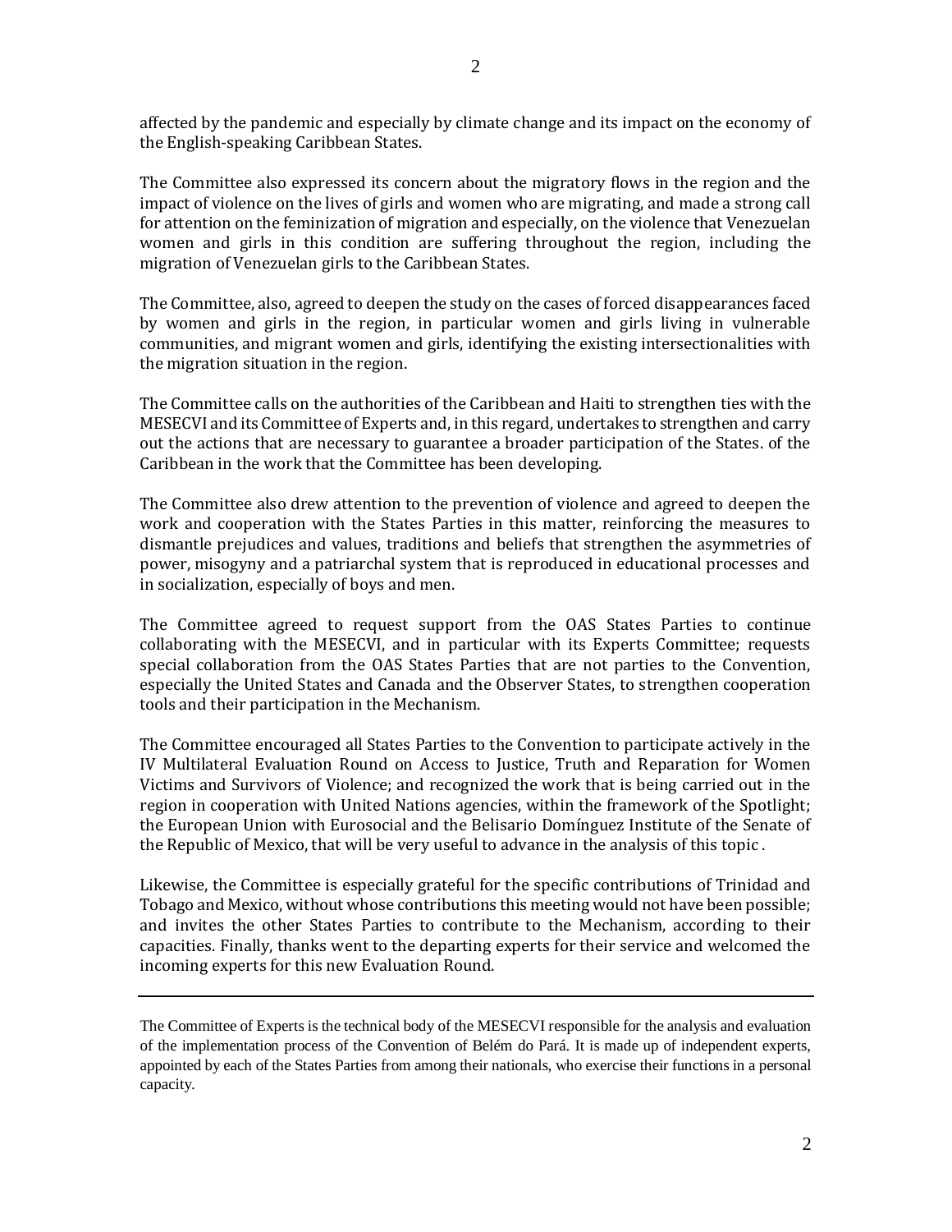affected by the pandemic and especially by climate change and its impact on the economy of the English-speaking Caribbean States.

The Committee also expressed its concern about the migratory flows in the region and the impact of violence on the lives of girls and women who are migrating, and made a strong call for attention on the feminization of migration and especially, on the violence that Venezuelan women and girls in this condition are suffering throughout the region, including the migration of Venezuelan girls to the Caribbean States.

The Committee, also, agreed to deepen the study on the cases of forced disappearances faced by women and girls in the region, in particular women and girls living in vulnerable communities, and migrant women and girls, identifying the existing intersectionalities with the migration situation in the region.

The Committee calls on the authorities of the Caribbean and Haiti to strengthen ties with the MESECVI and its Committee of Experts and, in this regard, undertakes to strengthen and carry out the actions that are necessary to guarantee a broader participation of the States. of the Caribbean in the work that the Committee has been developing.

The Committee also drew attention to the prevention of violence and agreed to deepen the work and cooperation with the States Parties in this matter, reinforcing the measures to dismantle prejudices and values, traditions and beliefs that strengthen the asymmetries of power, misogyny and a patriarchal system that is reproduced in educational processes and in socialization, especially of boys and men.

The Committee agreed to request support from the OAS States Parties to continue collaborating with the MESECVI, and in particular with its Experts Committee; requests special collaboration from the OAS States Parties that are not parties to the Convention, especially the United States and Canada and the Observer States, to strengthen cooperation tools and their participation in the Mechanism.

The Committee encouraged all States Parties to the Convention to participate actively in the IV Multilateral Evaluation Round on Access to Justice, Truth and Reparation for Women Victims and Survivors of Violence; and recognized the work that is being carried out in the region in cooperation with United Nations agencies, within the framework of the Spotlight; the European Union with Eurosocial and the Belisario Domínguez Institute of the Senate of the Republic of Mexico, that will be very useful to advance in the analysis of this topic .

Likewise, the Committee is especially grateful for the specific contributions of Trinidad and Tobago and Mexico, without whose contributions this meeting would not have been possible; and invites the other States Parties to contribute to the Mechanism, according to their capacities. Finally, thanks went to the departing experts for their service and welcomed the incoming experts for this new Evaluation Round.

---

The Committee of Experts is the technical body of the MESECVI responsible for the analysis and evaluation of the implementation process of the Convention of Belém do Pará. It is made up of independent experts, appointed by each of the States Parties from among their nationals, who exercise their functions in a personal capacity.